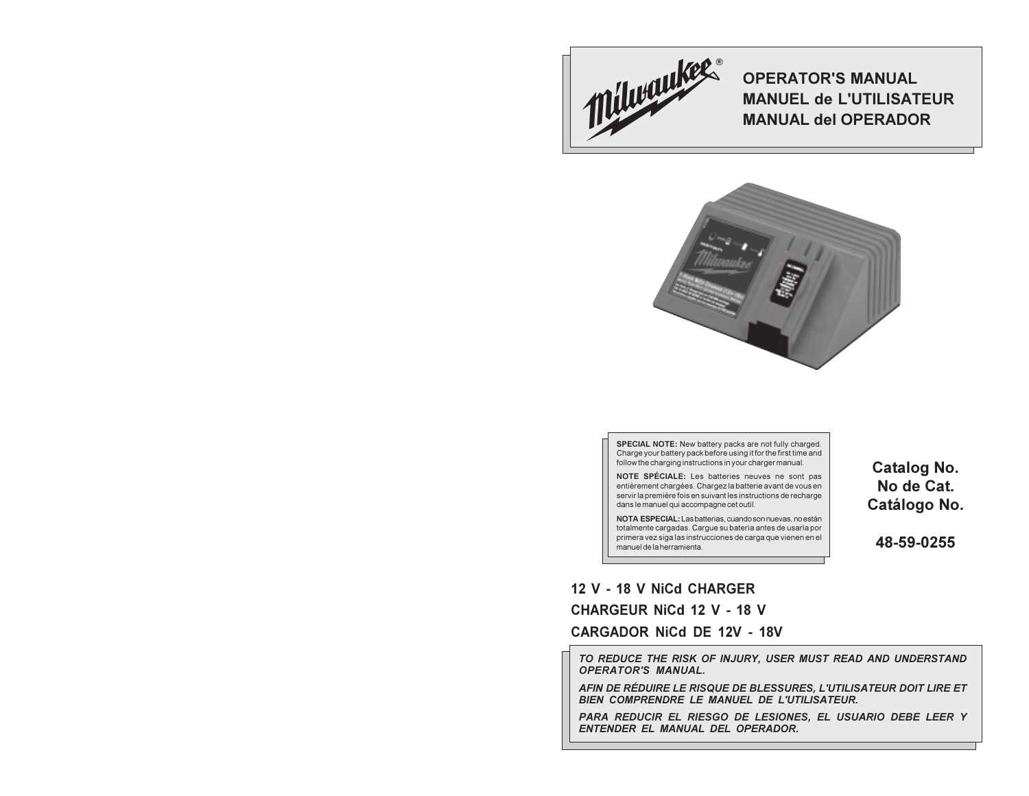# OPERATOR'S MANUAL
# MANUEL de L'UTILISATEUR
# MANUAL del OPERADOR

**SPECIAL NOTE:** New battery packs are not fully charged. Charge your battery pack before using it for the first time and follow the charging instructions in your charger manual.

**NOTE SPÉCIALE:** Les batteries neuves ne sont pas entièrement chargées. Chargez la batterie avant de vous en servir la première fois en suivant les instructions de recharge dans le manuel qui accompagne cet outil.

**NOTA ESPECIAL:** Las baterias, cuando son nuevas, no están totalmente cargadas. Cargue su bateria antes de usarla por primera vez siga las instrucciones de carga que vienen en el manuel de la herramienta.

**Catalog No.**
**No de Cat.**
**Catálogo No.**

**48-59-0255**

## 12 V - 18 V NiCd CHARGER
## CHARGEUR NiCd 12 V - 18 V
## CARGADOR NiCd DE 12V - 18V

***TO REDUCE THE RISK OF INJURY, USER MUST READ AND UNDERSTAND OPERATOR'S MANUAL.***

***AFIN DE RÉDUIRE LE RISQUE DE BLESSURES, L'UTILISATEUR DOIT LIRE ET BIEN COMPRENDRE LE MANUEL DE L'UTILISATEUR.***

***PARA REDUCIR EL RIESGO DE LESIONES, EL USUARIO DEBE LEER Y ENTENDER EL MANUAL DEL OPERADOR.***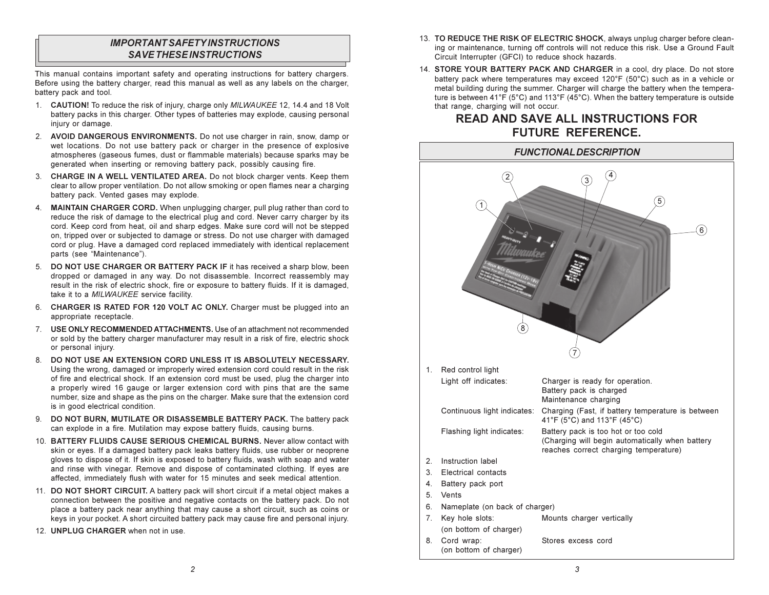## *IMPORTANT SAFETY INSTRUCTIONS SAVE THESE INSTRUCTIONS*

This manual contains important safety and operating instructions for battery chargers. Before using the battery charger, read this manual as well as any labels on the charger, battery pack and tool.

1. **CAUTION!** To reduce the risk of injury, charge only *MILWAUKEE* 12, 14.4 and 18 Volt battery packs in this charger. Other types of batteries may explode, causing personal injury or damage.
2. **AVOID DANGEROUS ENVIRONMENTS.** Do not use charger in rain, snow, damp or wet locations. Do not use battery pack or charger in the presence of explosive atmospheres (gaseous fumes, dust or flammable materials) because sparks may be generated when inserting or removing battery pack, possibly causing fire.
3. **CHARGE IN A WELL VENTILATED AREA.** Do not block charger vents. Keep them clear to allow proper ventilation. Do not allow smoking or open flames near a charging battery pack. Vented gases may explode.
4. **MAINTAIN CHARGER CORD.** When unplugging charger, pull plug rather than cord to reduce the risk of damage to the electrical plug and cord. Never carry charger by its cord. Keep cord from heat, oil and sharp edges. Make sure cord will not be stepped on, tripped over or subjected to damage or stress. Do not use charger with damaged cord or plug. Have a damaged cord replaced immediately with identical replacement parts (see "Maintenance").
5. **DO NOT USE CHARGER OR BATTERY PACK IF** it has received a sharp blow, been dropped or damaged in any way. Do not disassemble. Incorrect reassembly may result in the risk of electric shock, fire or exposure to battery fluids. If it is damaged, take it to a *MILWAUKEE* service facility.
6. **CHARGER IS RATED FOR 120 VOLT AC ONLY.** Charger must be plugged into an appropriate receptacle.
7. **USE ONLY RECOMMENDED ATTACHMENTS.** Use of an attachment not recommended or sold by the battery charger manufacturer may result in a risk of fire, electric shock or personal injury.
8. **DO NOT USE AN EXTENSION CORD UNLESS IT IS ABSOLUTELY NECESSARY.** Using the wrong, damaged or improperly wired extension cord could result in the risk of fire and electrical shock. If an extension cord must be used, plug the charger into a properly wired 16 gauge or larger extension cord with pins that are the same number, size and shape as the pins on the charger. Make sure that the extension cord is in good electrical condition.
9. **DO NOT BURN, MUTILATE OR DISASSEMBLE BATTERY PACK.** The battery pack can explode in a fire. Mutilation may expose battery fluids, causing burns.
10. **BATTERY FLUIDS CAUSE SERIOUS CHEMICAL BURNS.** Never allow contact with skin or eyes. If a damaged battery pack leaks battery fluids, use rubber or neoprene gloves to dispose of it. If skin is exposed to battery fluids, wash with soap and water and rinse with vinegar. Remove and dispose of contaminated clothing. If eyes are affected, immediately flush with water for 15 minutes and seek medical attention.
11. **DO NOT SHORT CIRCUIT.** A battery pack will short circuit if a metal object makes a connection between the positive and negative contacts on the battery pack. Do not place a battery pack near anything that may cause a short circuit, such as coins or keys in your pocket. A short circuited battery pack may cause fire and personal injury.
12. **UNPLUG CHARGER** when not in use.
13. **TO REDUCE THE RISK OF ELECTRIC SHOCK**, always unplug charger before cleaning or maintenance, turning off controls will not reduce this risk. Use a Ground Fault Circuit Interrupter (GFCI) to reduce shock hazards.
14. **STORE YOUR BATTERY PACK AND CHARGER** in a cool, dry place. Do not store battery pack where temperatures may exceed 120°F (50°C) such as in a vehicle or metal building during the summer. Charger will charge the battery when the temperature is between 41°F (5°C) and 113°F (45°C). When the battery temperature is outside that range, charging will not occur.

# READ AND SAVE ALL INSTRUCTIONS FOR FUTURE REFERENCE.

## *FUNCTIONAL DESCRIPTION*

1. Red control light

| | |
|---|---|
| Light off indicates: | Charger is ready for operation. Battery pack is charged Maintenance charging |
| Continuous light indicates: | Charging (Fast, if battery temperature is between 41°F (5°C) and 113°F (45°C) |
| Flashing light indicates: | Battery pack is too hot or too cold (Charging will begin automatically when battery reaches correct charging temperature) |

2. Instruction label
3. Electrical contacts
4. Battery pack port
5. Vents
6. Nameplate (on back of charger)
7. Key hole slots (on bottom of charger): Mounts charger vertically
8. Cord wrap (on bottom of charger): Stores excess cord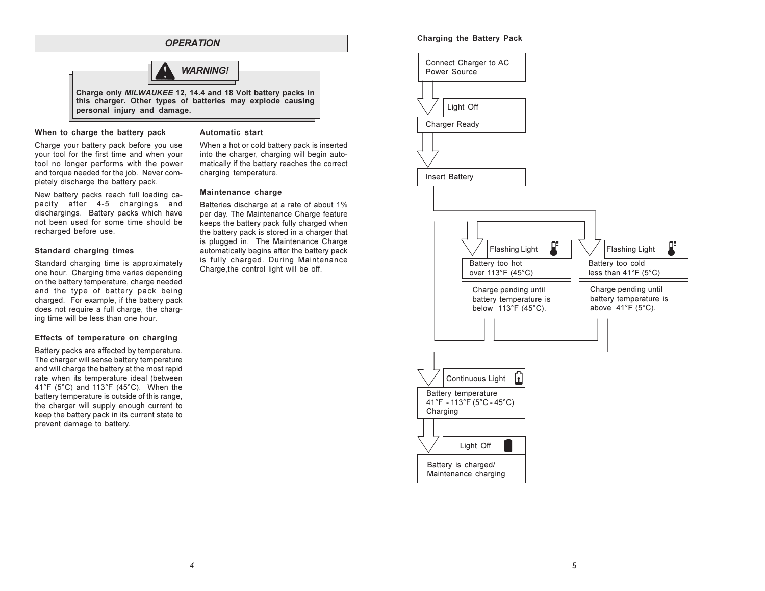## OPERATION

> **WARNING!**
>
> **Charge only *MILWAUKEE* 12, 14.4 and 18 Volt battery packs in this charger. Other types of batteries may explode causing personal injury and damage.**

### When to charge the battery pack

Charge your battery pack before you use your tool for the first time and when your tool no longer performs with the power and torque needed for the job. Never completely discharge the battery pack.

New battery packs reach full loading capacity after 4-5 chargings and dischargings. Battery packs which have not been used for some time should be recharged before use.

### Standard charging times

Standard charging time is approximately one hour. Charging time varies depending on the battery temperature, charge needed and the type of battery pack being charged. For example, if the battery pack does not require a full charge, the charging time will be less than one hour.

### Effects of temperature on charging

Battery packs are affected by temperature. The charger will sense battery temperature and will charge the battery at the most rapid rate when its temperature ideal (between 41°F (5°C) and 113°F (45°C). When the battery temperature is outside of this range, the charger will supply enough current to keep the battery pack in its current state to prevent damage to battery.

### Automatic start

When a hot or cold battery pack is inserted into the charger, charging will begin automatically if the battery reaches the correct charging temperature.

### Maintenance charge

Batteries discharge at a rate of about 1% per day. The Maintenance Charge feature keeps the battery pack fully charged when the battery pack is stored in a charger that is plugged in. The Maintenance Charge automatically begins after the battery pack is fully charged. During Maintenance Charge,the control light will be off.

### Charging the Battery Pack

1. Connect Charger to AC Power Source
2. Light Off — Charger Ready
3. Insert Battery
   - Flashing Light — Battery too hot over 113°F (45°C) — Charge pending until battery temperature is below 113°F (45°C).
   - Flashing Light — Battery too cold less than 41°F (5°C) — Charge pending until battery temperature is above 41°F (5°C).
4. Continuous Light — Battery temperature 41°F - 113°F (5°C - 45°C) Charging
5. Light Off — Battery is charged/ Maintenance charging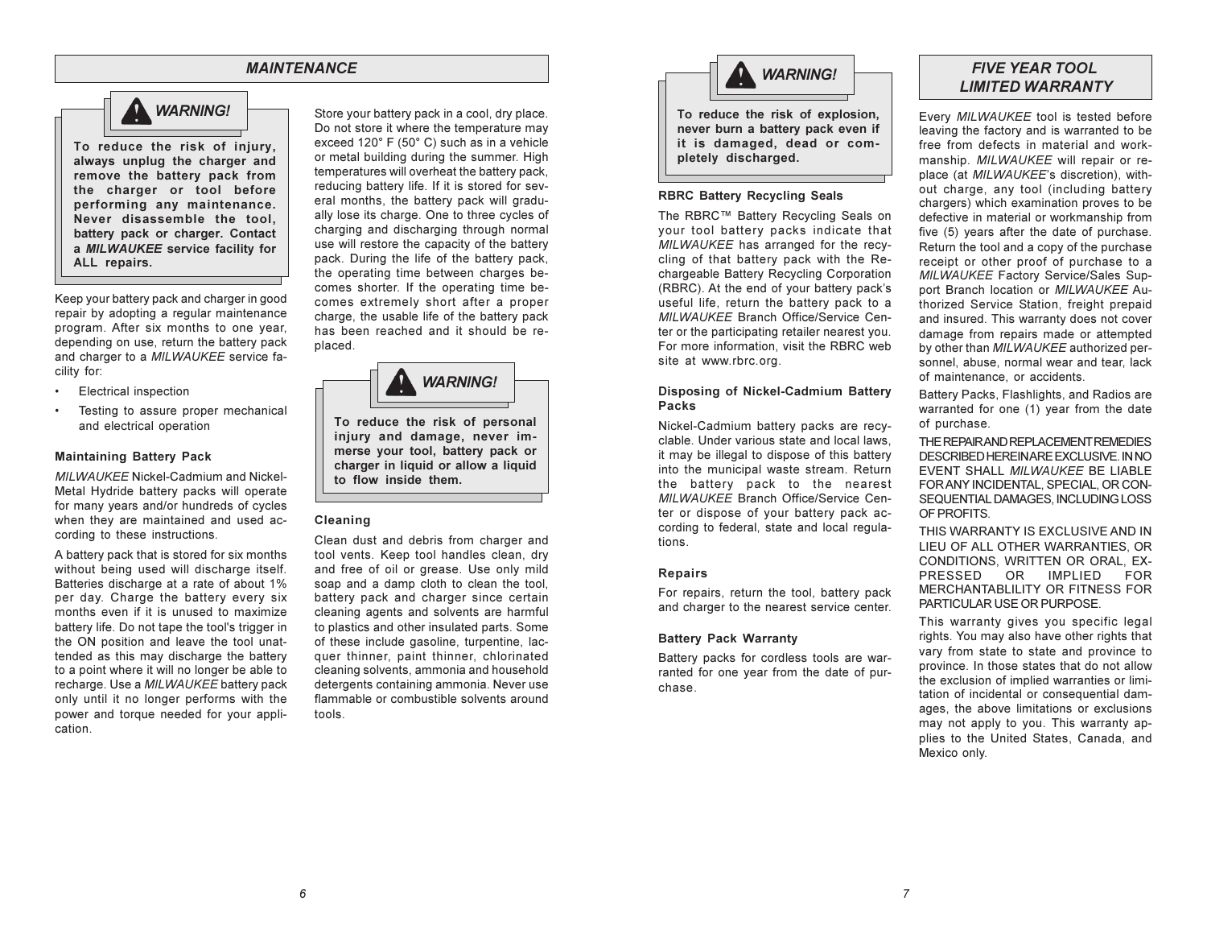## MAINTENANCE

**WARNING!**

**To reduce the risk of injury, always unplug the charger and remove the battery pack from the charger or tool before performing any maintenance. Never disassemble the tool, battery pack or charger. Contact a *MILWAUKEE* service facility for ALL repairs.**

Keep your battery pack and charger in good repair by adopting a regular maintenance program. After six months to one year, depending on use, return the battery pack and charger to a *MILWAUKEE* service facility for:

- Electrical inspection
- Testing to assure proper mechanical and electrical operation

### Maintaining Battery Pack

*MILWAUKEE* Nickel-Cadmium and Nickel-Metal Hydride battery packs will operate for many years and/or hundreds of cycles when they are maintained and used according to these instructions.

A battery pack that is stored for six months without being used will discharge itself. Batteries discharge at a rate of about 1% per day. Charge the battery every six months even if it is unused to maximize battery life. Do not tape the tool's trigger in the ON position and leave the tool unattended as this may discharge the battery to a point where it will no longer be able to recharge. Use a *MILWAUKEE* battery pack only until it no longer performs with the power and torque needed for your application.

Store your battery pack in a cool, dry place. Do not store it where the temperature may exceed 120° F (50° C) such as in a vehicle or metal building during the summer. High temperatures will overheat the battery pack, reducing battery life. If it is stored for several months, the battery pack will gradually lose its charge. One to three cycles of charging and discharging through normal use will restore the capacity of the battery pack. During the life of the battery pack, the operating time between charges becomes shorter. If the operating time becomes extremely short after a proper charge, the usable life of the battery pack has been reached and it should be replaced.

**WARNING!**

**To reduce the risk of personal injury and damage, never immerse your tool, battery pack or charger in liquid or allow a liquid to flow inside them.**

### Cleaning

Clean dust and debris from charger and tool vents. Keep tool handles clean, dry and free of oil or grease. Use only mild soap and a damp cloth to clean the tool, battery pack and charger since certain cleaning agents and solvents are harmful to plastics and other insulated parts. Some of these include gasoline, turpentine, lacquer thinner, paint thinner, chlorinated cleaning solvents, ammonia and household detergents containing ammonia. Never use flammable or combustible solvents around tools.

**WARNING!**

**To reduce the risk of explosion, never burn a battery pack even if it is damaged, dead or completely discharged.**

### RBRC Battery Recycling Seals

The RBRC™ Battery Recycling Seals on your tool battery packs indicate that *MILWAUKEE* has arranged for the recycling of that battery pack with the Rechargeable Battery Recycling Corporation (RBRC). At the end of your battery pack's useful life, return the battery pack to a *MILWAUKEE* Branch Office/Service Center or the participating retailer nearest you. For more information, visit the RBRC web site at www.rbrc.org.

### Disposing of Nickel-Cadmium Battery Packs

Nickel-Cadmium battery packs are recyclable. Under various state and local laws, it may be illegal to dispose of this battery into the municipal waste stream. Return the battery pack to the nearest *MILWAUKEE* Branch Office/Service Center or dispose of your battery pack according to federal, state and local regulations.

### Repairs

For repairs, return the tool, battery pack and charger to the nearest service center.

### Battery Pack Warranty

Battery packs for cordless tools are warranted for one year from the date of purchase.

## FIVE YEAR TOOL LIMITED WARRANTY

Every *MILWAUKEE* tool is tested before leaving the factory and is warranted to be free from defects in material and workmanship. *MILWAUKEE* will repair or replace (at *MILWAUKEE*'s discretion), without charge, any tool (including battery chargers) which examination proves to be defective in material or workmanship from five (5) years after the date of purchase. Return the tool and a copy of the purchase receipt or other proof of purchase to a *MILWAUKEE* Factory Service/Sales Support Branch location or *MILWAUKEE* Authorized Service Station, freight prepaid and insured. This warranty does not cover damage from repairs made or attempted by other than *MILWAUKEE* authorized personnel, abuse, normal wear and tear, lack of maintenance, or accidents.

Battery Packs, Flashlights, and Radios are warranted for one (1) year from the date of purchase.

THE REPAIR AND REPLACEMENT REMEDIES DESCRIBED HEREIN ARE EXCLUSIVE. IN NO EVENT SHALL *MILWAUKEE* BE LIABLE FOR ANY INCIDENTAL, SPECIAL, OR CONSEQUENTIAL DAMAGES, INCLUDING LOSS OF PROFITS.

THIS WARRANTY IS EXCLUSIVE AND IN LIEU OF ALL OTHER WARRANTIES, OR CONDITIONS, WRITTEN OR ORAL, EXPRESSED OR IMPLIED FOR MERCHANTABLILITY OR FITNESS FOR PARTICULAR USE OR PURPOSE.

This warranty gives you specific legal rights. You may also have other rights that vary from state to state and province to province. In those states that do not allow the exclusion of implied warranties or limitation of incidental or consequential damages, the above limitations or exclusions may not apply to you. This warranty applies to the United States, Canada, and Mexico only.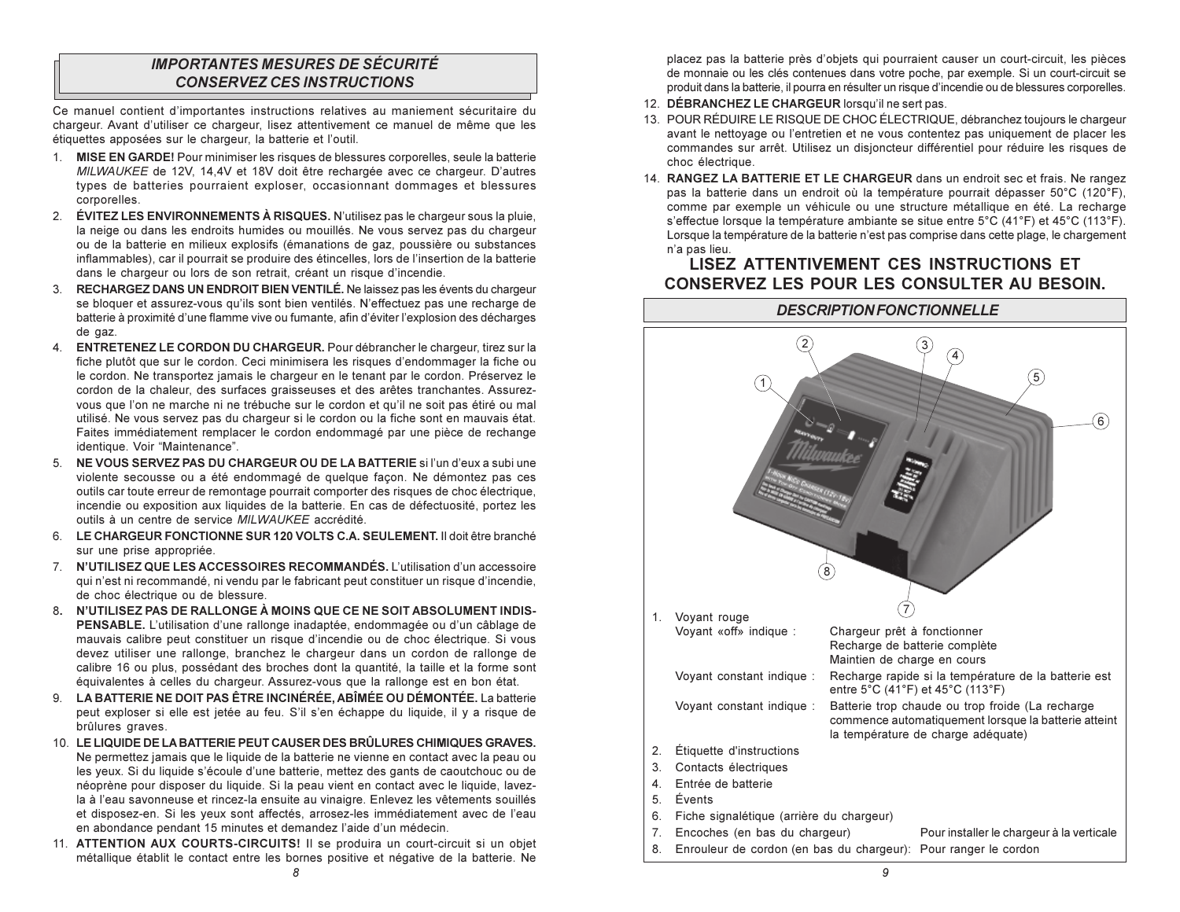## *IMPORTANTES MESURES DE SÉCURITÉ CONSERVEZ CES INSTRUCTIONS*

Ce manuel contient d'importantes instructions relatives au maniement sécuritaire du chargeur. Avant d'utiliser ce chargeur, lisez attentivement ce manuel de même que les étiquettes apposées sur le chargeur, la batterie et l'outil.

1. **MISE EN GARDE!** Pour minimiser les risques de blessures corporelles, seule la batterie *MILWAUKEE* de 12V, 14,4V et 18V doit être rechargée avec ce chargeur. D'autres types de batteries pourraient exploser, occasionnant dommages et blessures corporelles.
2. **ÉVITEZ LES ENVIRONNEMENTS À RISQUES.** N'utilisez pas le chargeur sous la pluie, la neige ou dans les endroits humides ou mouillés. Ne vous servez pas du chargeur ou de la batterie en milieux explosifs (émanations de gaz, poussière ou substances inflammables), car il pourrait se produire des étincelles, lors de l'insertion de la batterie dans le chargeur ou lors de son retrait, créant un risque d'incendie.
3. **RECHARGEZ DANS UN ENDROIT BIEN VENTILÉ.** Ne laissez pas les évents du chargeur se bloquer et assurez-vous qu'ils sont bien ventilés. N'effectuez pas une recharge de batterie à proximité d'une flamme vive ou fumante, afin d'éviter l'explosion des décharges de gaz.
4. **ENTRETENEZ LE CORDON DU CHARGEUR.** Pour débrancher le chargeur, tirez sur la fiche plutôt que sur le cordon. Ceci minimisera les risques d'endommager la fiche ou le cordon. Ne transportez jamais le chargeur en le tenant par le cordon. Préservez le cordon de la chaleur, des surfaces graisseuses et des arêtes tranchantes. Assurez-vous que l'on ne marche ni ne trébuche sur le cordon et qu'il ne soit pas étiré ou mal utilisé. Ne vous servez pas du chargeur si le cordon ou la fiche sont en mauvais état. Faites immédiatement remplacer le cordon endommagé par une pièce de rechange identique. Voir "Maintenance".
5. **NE VOUS SERVEZ PAS DU CHARGEUR OU DE LA BATTERIE** si l'un d'eux a subi une violente secousse ou a été endommagé de quelque façon. Ne démontez pas ces outils car toute erreur de remontage pourrait comporter des risques de choc électrique, incendie ou exposition aux liquides de la batterie. En cas de défectuosité, portez les outils à un centre de service *MILWAUKEE* accrédité.
6. **LE CHARGEUR FONCTIONNE SUR 120 VOLTS C.A. SEULEMENT.** Il doit être branché sur une prise appropriée.
7. **N'UTILISEZ QUE LES ACCESSOIRES RECOMMANDÉS.** L'utilisation d'un accessoire qui n'est ni recommandé, ni vendu par le fabricant peut constituer un risque d'incendie, de choc électrique ou de blessure.
8. **N'UTILISEZ PAS DE RALLONGE À MOINS QUE CE NE SOIT ABSOLUMENT INDISPENSABLE.** L'utilisation d'une rallonge inadaptée, endommagée ou d'un câblage de mauvais calibre peut constituer un risque d'incendie ou de choc électrique. Si vous devez utiliser une rallonge, branchez le chargeur dans un cordon de rallonge de calibre 16 ou plus, possédant des broches dont la quantité, la taille et la forme sont équivalentes à celles du chargeur. Assurez-vous que la rallonge est en bon état.
9. **LA BATTERIE NE DOIT PAS ÊTRE INCINÉRÉE, ABÎMÉE OU DÉMONTÉE.** La batterie peut exploser si elle est jetée au feu. S'il s'en échappe du liquide, il y a risque de brûlures graves.
10. **LE LIQUIDE DE LA BATTERIE PEUT CAUSER DES BRÛLURES CHIMIQUES GRAVES.** Ne permettez jamais que le liquide de la batterie ne vienne en contact avec la peau ou les yeux. Si du liquide s'écoule d'une batterie, mettez des gants de caoutchouc ou de néoprène pour disposer du liquide. Si la peau vient en contact avec le liquide, lavez-la à l'eau savonneuse et rincez-la ensuite au vinaigre. Enlevez les vêtements souillés et disposez-en. Si les yeux sont affectés, arrosez-les immédiatement avec de l'eau en abondance pendant 15 minutes et demandez l'aide d'un médecin.
11. **ATTENTION AUX COURTS-CIRCUITS!** Il se produira un court-circuit si un objet métallique établit le contact entre les bornes positive et négative de la batterie. Ne placez pas la batterie près d'objets qui pourraient causer un court-circuit, les pièces de monnaie ou les clés contenues dans votre poche, par exemple. Si un court-circuit se produit dans la batterie, il pourra en résulter un risque d'incendie ou de blessures corporelles.
12. **DÉBRANCHEZ LE CHARGEUR** lorsqu'il ne sert pas.
13. POUR RÉDUIRE LE RISQUE DE CHOC ÉLECTRIQUE, débranchez toujours le chargeur avant le nettoyage ou l'entretien et ne vous contentez pas uniquement de placer les commandes sur arrêt. Utilisez un disjoncteur différentiel pour réduire les risques de choc électrique.
14. **RANGEZ LA BATTERIE ET LE CHARGEUR** dans un endroit sec et frais. Ne rangez pas la batterie dans un endroit où la température pourrait dépasser 50°C (120°F), comme par exemple un véhicule ou une structure métallique en été. La recharge s'effectue lorsque la température ambiante se situe entre 5°C (41°F) et 45°C (113°F). Lorsque la température de la batterie n'est pas comprise dans cette plage, le chargement n'a pas lieu.

**LISEZ ATTENTIVEMENT CES INSTRUCTIONS ET CONSERVEZ LES POUR LES CONSULTER AU BESOIN.**

## *DESCRIPTION FONCTIONNELLE*

1. Voyant rouge
   - Voyant «off» indique : Chargeur prêt à fonctionner; Recharge de batterie complète; Maintien de charge en cours
   - Voyant constant indique : Recharge rapide si la température de la batterie est entre 5°C (41°F) et 45°C (113°F)
   - Voyant constant indique : Batterie trop chaude ou trop froide (La recharge commence automatiquement lorsque la batterie atteint la température de charge adéquate)
2. Étiquette d'instructions
3. Contacts électriques
4. Entrée de batterie
5. Évents
6. Fiche signalétique (arrière du chargeur)
7. Encoches (en bas du chargeur) — Pour installer le chargeur à la verticale
8. Enrouleur de cordon (en bas du chargeur): Pour ranger le cordon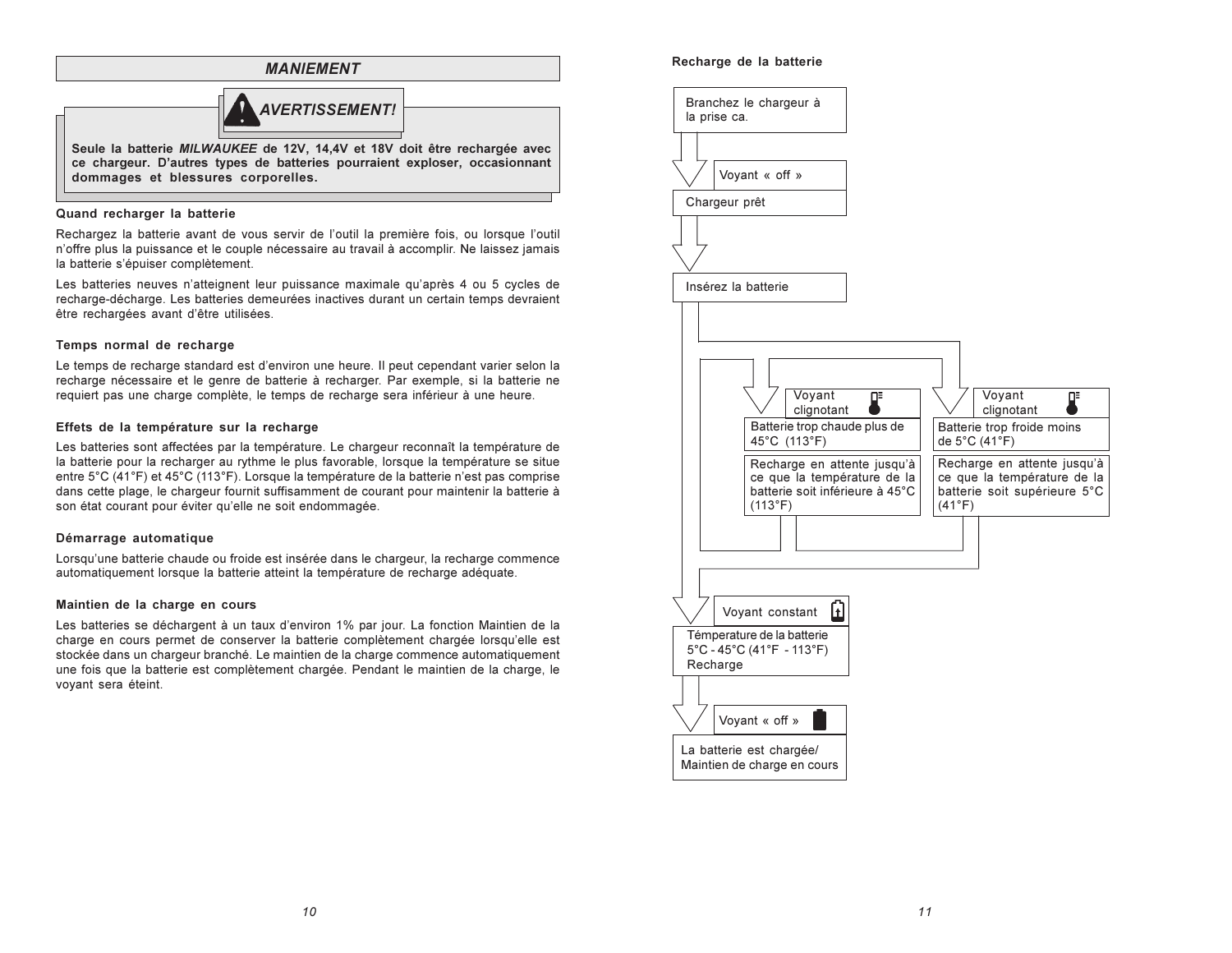## MANIEMENT

> **⚠ AVERTISSEMENT!**
>
> **Seule la batterie *MILWAUKEE* de 12V, 14,4V et 18V doit être rechargée avec ce chargeur. D'autres types de batteries pourraient exploser, occasionnant dommages et blessures corporelles.**

### Quand recharger la batterie

Rechargez la batterie avant de vous servir de l'outil la première fois, ou lorsque l'outil n'offre plus la puissance et le couple nécessaire au travail à accomplir. Ne laissez jamais la batterie s'épuiser complètement.

Les batteries neuves n'atteignent leur puissance maximale qu'après 4 ou 5 cycles de recharge-décharge. Les batteries demeurées inactives durant un certain temps devraient être rechargées avant d'être utilisées.

### Temps normal de recharge

Le temps de recharge standard est d'environ une heure. Il peut cependant varier selon la recharge nécessaire et le genre de batterie à recharger. Par exemple, si la batterie ne requiert pas une charge complète, le temps de recharge sera inférieur à une heure.

### Effets de la température sur la recharge

Les batteries sont affectées par la température. Le chargeur reconnaît la température de la batterie pour la recharger au rythme le plus favorable, lorsque la température se situe entre 5°C (41°F) et 45°C (113°F). Lorsque la température de la batterie n'est pas comprise dans cette plage, le chargeur fournit suffisamment de courant pour maintenir la batterie à son état courant pour éviter qu'elle ne soit endommagée.

### Démarrage automatique

Lorsqu'une batterie chaude ou froide est insérée dans le chargeur, la recharge commence automatiquement lorsque la batterie atteint la température de recharge adéquate.

### Maintien de la charge en cours

Les batteries se déchargent à un taux d'environ 1% par jour. La fonction Maintien de la charge en cours permet de conserver la batterie complètement chargée lorsqu'elle est stockée dans un chargeur branché. Le maintien de la charge commence automatiquement une fois que la batterie est complètement chargée. Pendant le maintien de la charge, le voyant sera éteint.

### Recharge de la batterie

Branchez le chargeur à la prise ca.

↓ Voyant « off »

Chargeur prêt

↓

Insérez la batterie

- Voyant clignotant — Batterie trop chaude plus de 45°C (113°F) — Recharge en attente jusqu'à ce que la température de la batterie soit inférieure à 45°C (113°F)
- Voyant clignotant — Batterie trop froide moins de 5°C (41°F) — Recharge en attente jusqu'à ce que la température de la batterie soit supérieure 5°C (41°F)

↓ Voyant constant

Température de la batterie 5°C - 45°C (41°F - 113°F) Recharge

↓ Voyant « off »

La batterie est chargée/ Maintien de charge en cours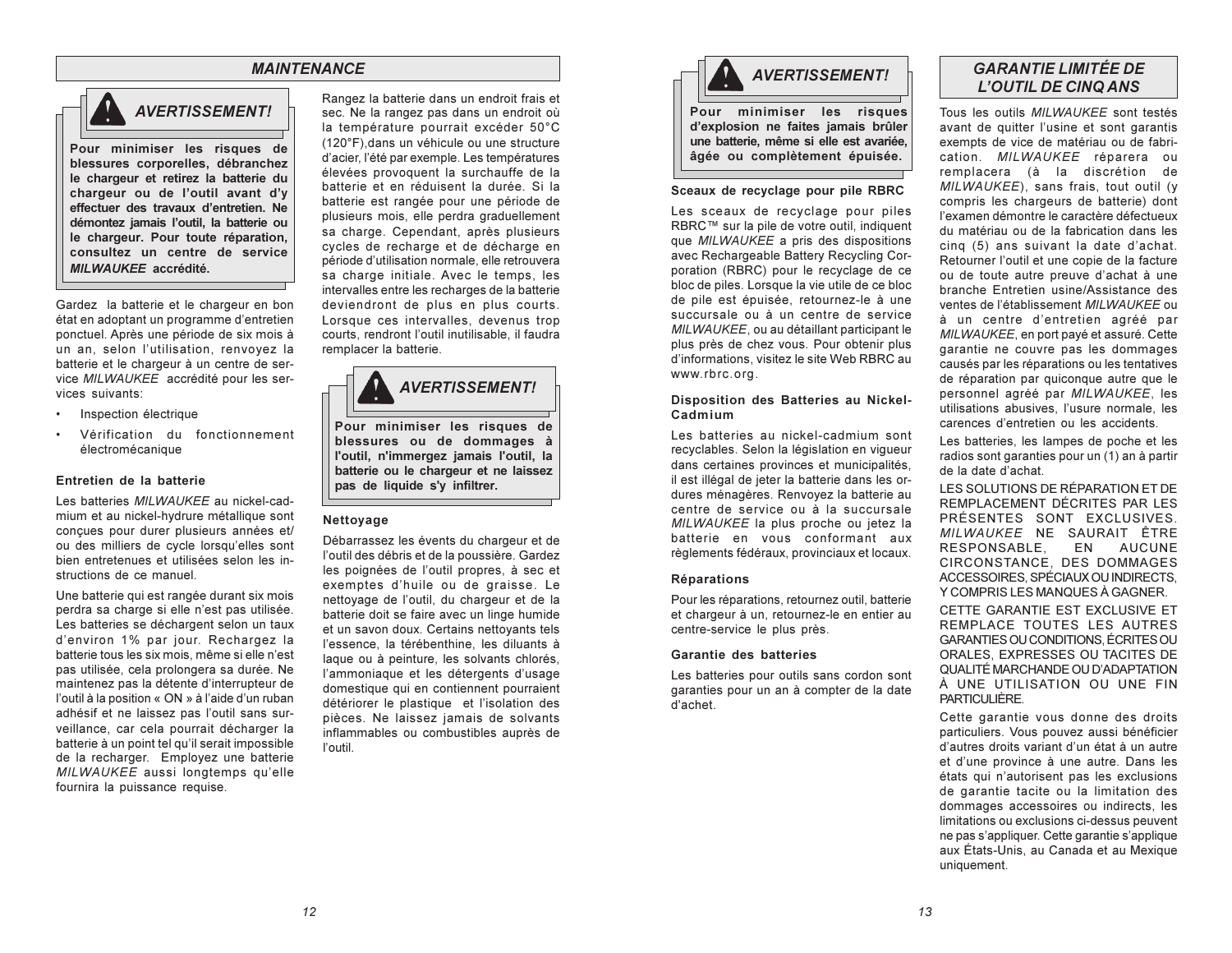## MAINTENANCE

### AVERTISSEMENT!

**Pour minimiser les risques de blessures corporelles, débranchez le chargeur et retirez la batterie du chargeur ou de l'outil avant d'y effectuer des travaux d'entretien. Ne démontez jamais l'outil, la batterie ou le chargeur. Pour toute réparation, consultez un centre de service *MILWAUKEE* accrédité.**

Gardez la batterie et le chargeur en bon état en adoptant un programme d'entretien ponctuel. Après une période de six mois à un an, selon l'utilisation, renvoyez la batterie et le chargeur à un centre de service *MILWAUKEE* accrédité pour les services suivants:

- Inspection électrique
- Vérification du fonctionnement électromécanique

**Entretien de la batterie**

Les batteries *MILWAUKEE* au nickel-cadmium et au nickel-hydrure métallique sont conçues pour durer plusieurs années et/ou des milliers de cycle lorsqu'elles sont bien entretenues et utilisées selon les instructions de ce manuel.

Une batterie qui est rangée durant six mois perdra sa charge si elle n'est pas utilisée. Les batteries se déchargent selon un taux d'environ 1% par jour. Rechargez la batterie tous les six mois, même si elle n'est pas utilisée, cela prolongera sa durée. Ne maintenez pas la détente d'interrupteur de l'outil à la position « ON » à l'aide d'un ruban adhésif et ne laissez pas l'outil sans surveillance, car cela pourrait décharger la batterie à un point tel qu'il serait impossible de la recharger. Employez une batterie *MILWAUKEE* aussi longtemps qu'elle fournira la puissance requise.

Rangez la batterie dans un endroit frais et sec. Ne la rangez pas dans un endroit où la température pourrait excéder 50°C (120°F),dans un véhicule ou une structure d'acier, l'été par exemple. Les températures élevées provoquent la surchauffe de la batterie et en réduisent la durée. Si la batterie est rangée pour une période de plusieurs mois, elle perdra graduellement sa charge. Cependant, après plusieurs cycles de recharge et de décharge en période d'utilisation normale, elle retrouvera sa charge initiale. Avec le temps, les intervalles entre les recharges de la batterie deviendront de plus en plus courts. Lorsque ces intervalles, devenus trop courts, rendront l'outil inutilisable, il faudra remplacer la batterie.

### AVERTISSEMENT!

**Pour minimiser les risques de blessures ou de dommages à l'outil, n'immergez jamais l'outil, la batterie ou le chargeur et ne laissez pas de liquide s'y infiltrer.**

**Nettoyage**

Débarrassez les évents du chargeur et de l'outil des débris et de la poussière. Gardez les poignées de l'outil propres, à sec et exemptes d'huile ou de graisse. Le nettoyage de l'outil, du chargeur et de la batterie doit se faire avec un linge humide et un savon doux. Certains nettoyants tels l'essence, la térébenthine, les diluants à laque ou à peinture, les solvants chlorés, l'ammoniaque et les détergents d'usage domestique qui en contiennent pourraient détériorer le plastique et l'isolation des pièces. Ne laissez jamais de solvants inflammables ou combustibles auprès de l'outil.

### AVERTISSEMENT!

**Pour minimiser les risques d'explosion ne faites jamais brûler une batterie, même si elle est avariée, âgée ou complètement épuisée.**

**Sceaux de recyclage pour pile RBRC**

Les sceaux de recyclage pour piles RBRC™ sur la pile de votre outil, indiquent que *MILWAUKEE* a pris des dispositions avec Rechargeable Battery Recycling Corporation (RBRC) pour le recyclage de ce bloc de piles. Lorsque la vie utile de ce bloc de pile est épuisée, retournez-le à une succursale ou à un centre de service *MILWAUKEE*, ou au détaillant participant le plus près de chez vous. Pour obtenir plus d'informations, visitez le site Web RBRC au www.rbrc.org.

**Disposition des Batteries au Nickel-Cadmium**

Les batteries au nickel-cadmium sont recyclables. Selon la législation en vigueur dans certaines provinces et municipalités, il est illégal de jeter la batterie dans les ordures ménagères. Renvoyez la batterie au centre de service ou à la succursale *MILWAUKEE* la plus proche ou jetez la batterie en vous conformant aux règlements fédéraux, provinciaux et locaux.

**Réparations**

Pour les réparations, retournez outil, batterie et chargeur à un, retournez-le en entier au centre-service le plus près.

**Garantie des batteries**

Les batteries pour outils sans cordon sont garanties pour un an à compter de la date d'achet.

## GARANTIE LIMITÉE DE L'OUTIL DE CINQ ANS

Tous les outils *MILWAUKEE* sont testés avant de quitter l'usine et sont garantis exempts de vice de matériau ou de fabrication. *MILWAUKEE* réparera ou remplacera (à la discrétion de *MILWAUKEE*), sans frais, tout outil (y compris les chargeurs de batterie) dont l'examen démontre le caractère défectueux du matériau ou de la fabrication dans les cinq (5) ans suivant la date d'achat. Retourner l'outil et une copie de la facture ou de toute autre preuve d'achat à une branche Entretien usine/Assistance des ventes de l'établissement *MILWAUKEE* ou à un centre d'entretien agréé par *MILWAUKEE*, en port payé et assuré. Cette garantie ne couvre pas les dommages causés par les réparations ou les tentatives de réparation par quiconque autre que le personnel agréé par *MILWAUKEE*, les utilisations abusives, l'usure normale, les carences d'entretien ou les accidents.

Les batteries, les lampes de poche et les radios sont garanties pour un (1) an à partir de la date d'achat.

LES SOLUTIONS DE RÉPARATION ET DE REMPLACEMENT DÉCRITES PAR LES PRÉSENTES SONT EXCLUSIVES. *MILWAUKEE* NE SAURAIT ÊTRE RESPONSABLE, EN AUCUNE CIRCONSTANCE, DES DOMMAGES ACCESSOIRES, SPÉCIAUX OU INDIRECTS, Y COMPRIS LES MANQUES À GAGNER.

CETTE GARANTIE EST EXCLUSIVE ET REMPLACE TOUTES LES AUTRES GARANTIES OU CONDITIONS, ÉCRITES OU ORALES, EXPRESSES OU TACITES DE QUALITÉ MARCHANDE OU D'ADAPTATION À UNE UTILISATION OU UNE FIN PARTICULIÈRE.

Cette garantie vous donne des droits particuliers. Vous pouvez aussi bénéficier d'autres droits variant d'un état à un autre et d'une province à une autre. Dans les états qui n'autorisent pas les exclusions de garantie tacite ou la limitation des dommages accessoires ou indirects, les limitations ou exclusions ci-dessus peuvent ne pas s'appliquer. Cette garantie s'applique aux États-Unis, au Canada et au Mexique uniquement.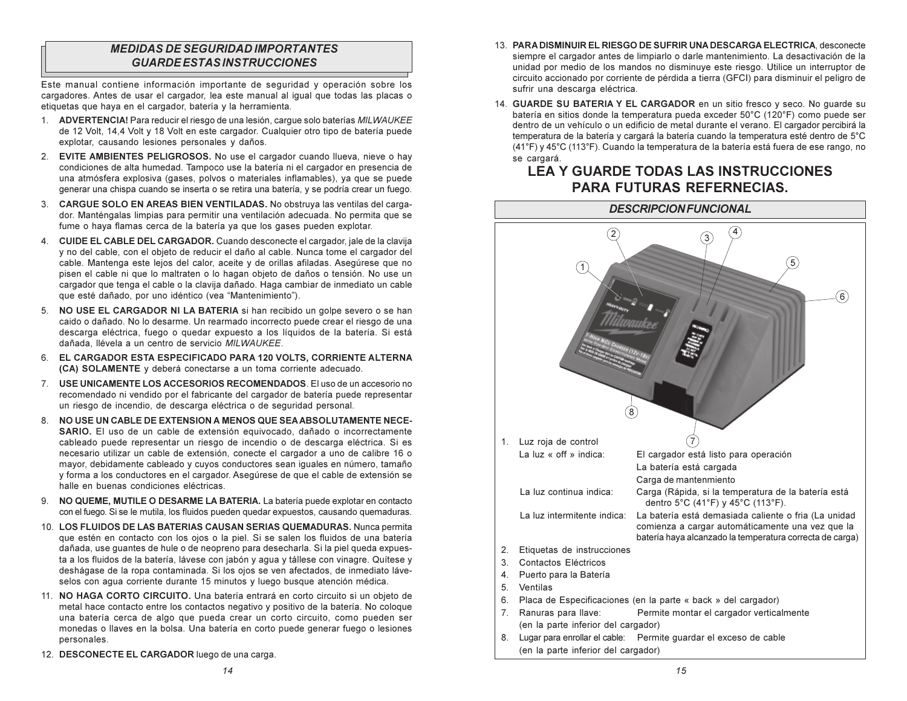## MEDIDAS DE SEGURIDAD IMPORTANTES
## GUARDE ESTAS INSTRUCCIONES

Este manual contiene información importante de seguridad y operación sobre los cargadores. Antes de usar el cargador, lea este manual al igual que todas las placas o etiquetas que haya en el cargador, batería y la herramienta.

1. **ADVERTENCIA!** Para reducir el riesgo de una lesión, cargue solo baterías *MILWAUKEE* de 12 Volt, 14,4 Volt y 18 Volt en este cargador. Cualquier otro tipo de batería puede explotar, causando lesiones personales y daños.
2. **EVITE AMBIENTES PELIGROSOS.** No use el cargador cuando llueva, nieve o hay condiciones de alta humedad. Tampoco use la batería ni el cargador en presencia de una atmósfera explosiva (gases, polvos o materiales inflamables), ya que se puede generar una chispa cuando se inserta o se retira una batería, y se podría crear un fuego.
3. **CARGUE SOLO EN AREAS BIEN VENTILADAS.** No obstruya las ventilas del cargador. Manténgalas limpias para permitir una ventilación adecuada. No permita que se fume o haya flamas cerca de la batería ya que los gases pueden explotar.
4. **CUIDE EL CABLE DEL CARGADOR.** Cuando desconecte el cargador, jale de la clavija y no del cable, con el objeto de reducir el daño al cable. Nunca tome el cargador del cable. Mantenga este lejos del calor, aceite y de orillas afiladas. Asegúrese que no pisen el cable ni que lo maltraten o lo hagan objeto de daños o tensión. No use un cargador que tenga el cable o la clavija dañado. Haga cambiar de inmediato un cable que esté dañado, por uno idéntico (vea "Mantenimiento").
5. **NO USE EL CARGADOR NI LA BATERIA** si han recibido un golpe severo o se han caido o dañado. No lo desarme. Un rearmado incorrecto puede crear el riesgo de una descarga eléctrica, fuego o quedar expuesto a los líquidos de la batería. Si está dañada, llévela a un centro de servicio *MILWAUKEE*.
6. **EL CARGADOR ESTA ESPECIFICADO PARA 120 VOLTS, CORRIENTE ALTERNA (CA) SOLAMENTE** y deberá conectarse a un toma corriente adecuado.
7. **USE UNICAMENTE LOS ACCESORIOS RECOMENDADOS**. El uso de un accesorio no recomendado ni vendido por el fabricante del cargador de batería puede representar un riesgo de incendio, de descarga eléctrica o de seguridad personal.
8. **NO USE UN CABLE DE EXTENSION A MENOS QUE SEA ABSOLUTAMENTE NECESARIO.** El uso de un cable de extensión equivocado, dañado o incorrectamente cableado puede representar un riesgo de incendio o de descarga eléctrica. Si es necesario utilizar un cable de extensión, conecte el cargador a uno de calibre 16 o mayor, debidamente cableado y cuyos conductores sean iguales en número, tamaño y forma a los conductores en el cargador. Asegúrese de que el cable de extensión se halle en buenas condiciones eléctricas.
9. **NO QUEME, MUTILE O DESARME LA BATERIA.** La batería puede explotar en contacto con el fuego. Si se le mutila, los fluidos pueden quedar expuestos, causando quemaduras.
10. **LOS FLUIDOS DE LAS BATERIAS CAUSAN SERIAS QUEMADURAS.** Nunca permita que estén en contacto con los ojos o la piel. Si se salen los fluidos de una batería dañada, use guantes de hule o de neopreno para desecharla. Si la piel queda expuesta a los fluidos de la batería, lávese con jabón y agua y tállese con vinagre. Quítese y deshágase de la ropa contaminada. Si los ojos se ven afectados, de inmediato láveselos con agua corriente durante 15 minutos y luego busque atención médica.
11. **NO HAGA CORTO CIRCUITO.** Una batería entrará en corto circuito si un objeto de metal hace contacto entre los contactos negativo y positivo de la batería. No coloque una batería cerca de algo que pueda crear un corto circuito, como pueden ser monedas o llaves en la bolsa. Una batería en corto puede generar fuego o lesiones personales.
12. **DESCONECTE EL CARGADOR** luego de una carga.
13. **PARA DISMINUIR EL RIESGO DE SUFRIR UNA DESCARGA ELECTRICA**, desconecte siempre el cargador antes de limpiarlo o darle mantenimiento. La desactivación de la unidad por medio de los mandos no disminuye este riesgo. Utilice un interruptor de circuito accionado por corriente de pérdida a tierra (GFCI) para disminuir el peligro de sufrir una descarga eléctrica.
14. **GUARDE SU BATERIA Y EL CARGADOR** en un sitio fresco y seco. No guarde su batería en sitios donde la temperatura pueda exceder 50°C (120°F) como puede ser dentro de un vehículo o un edificio de metal durante el verano. El cargador percibirá la temperatura de la batería y cargará la batería cuando la temperatura esté dentro de 5°C (41°F) y 45°C (113°F). Cuando la temperatura de la batería está fuera de ese rango, no se cargará.

## LEA Y GUARDE TODAS LAS INSTRUCCIONES PARA FUTURAS REFERNECIAS.

## DESCRIPCION FUNCIONAL

1. Luz roja de control
   - La luz « off » indica: El cargador está listo para operación / La batería está cargada / Carga de mantenimiento
   - La luz continua indica: Carga (Rápida, si la temperatura de la batería está dentro 5°C (41°F) y 45°C (113°F).
   - La luz intermitente indica: La batería está demasiada caliente o fria (La unidad comienza a cargar automáticamente una vez que la batería haya alcanzado la temperatura correcta de carga)
2. Etiquetas de instrucciones
3. Contactos Eléctricos
4. Puerto para la Batería
5. Ventilas
6. Placa de Especificaciones (en la parte « back » del cargador)
7. Ranuras para llave: Permite montar el cargador verticalmente (en la parte inferior del cargador)
8. Lugar para enrollar el cable: Permite guardar el exceso de cable (en la parte inferior del cargador)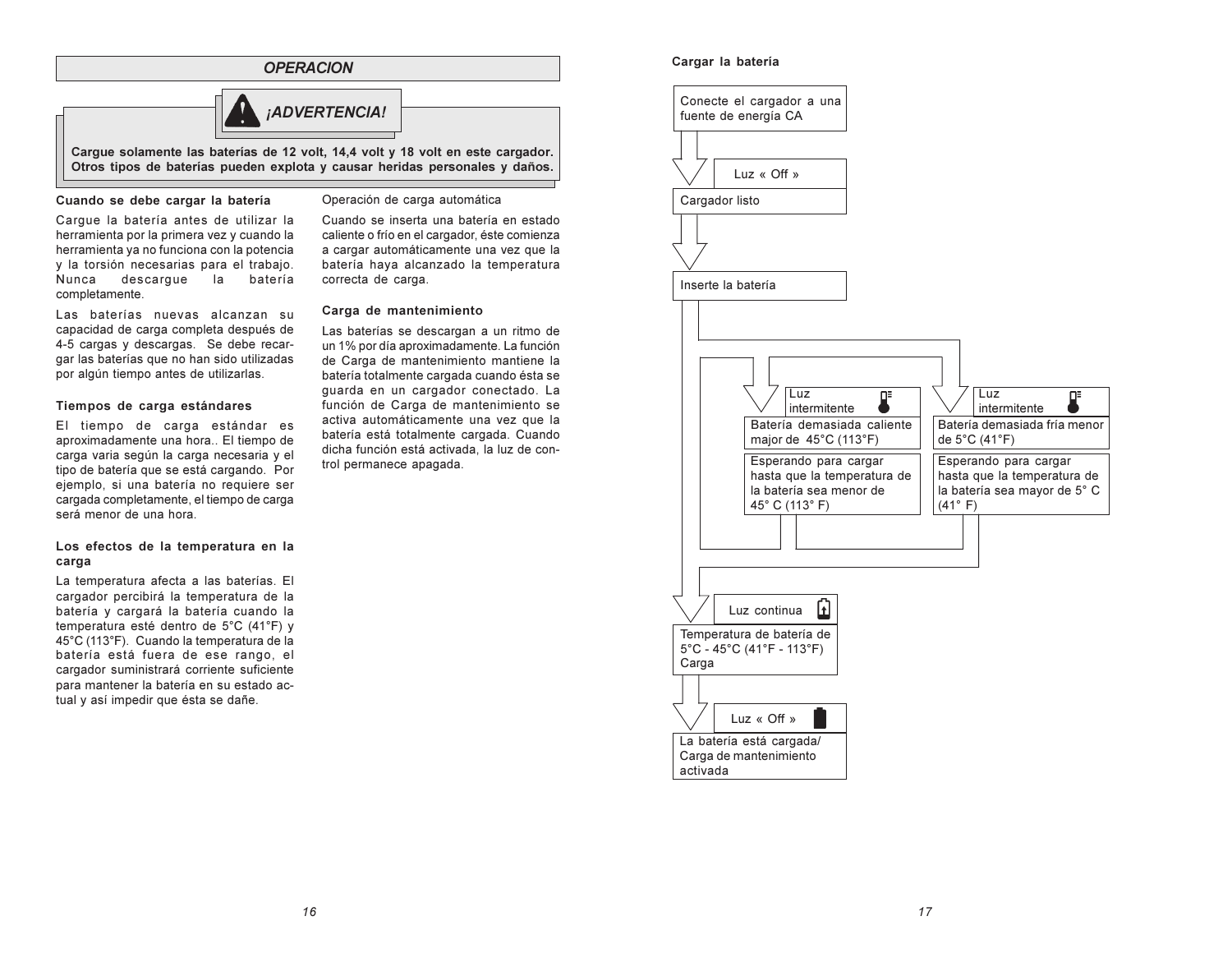## OPERACION

**¡ADVERTENCIA!**

**Cargue solamente las baterías de 12 volt, 14,4 volt y 18 volt en este cargador. Otros tipos de baterías pueden explota y causar heridas personales y daños.**

### Cuando se debe cargar la batería

Cargue la batería antes de utilizar la herramienta por la primera vez y cuando la herramienta ya no funciona con la potencia y la torsión necesarias para el trabajo. Nunca descargue la batería completamente.

Las baterías nuevas alcanzan su capacidad de carga completa después de 4-5 cargas y descargas. Se debe recargar las baterías que no han sido utilizadas por algún tiempo antes de utilizarlas.

### Tiempos de carga estándares

El tiempo de carga estándar es aproximadamente una hora.. El tiempo de carga varia según la carga necesaria y el tipo de batería que se está cargando. Por ejemplo, si una batería no requiere ser cargada completamente, el tiempo de carga será menor de una hora.

### Los efectos de la temperatura en la carga

La temperatura afecta a las baterías. El cargador percibirá la temperatura de la batería y cargará la batería cuando la temperatura esté dentro de 5°C (41°F) y 45°C (113°F). Cuando la temperatura de la batería está fuera de ese rango, el cargador suministrará corriente suficiente para mantener la batería en su estado actual y así impedir que ésta se dañe.

### Operación de carga automática

Cuando se inserta una batería en estado caliente o frío en el cargador, éste comienza a cargar automáticamente una vez que la batería haya alcanzado la temperatura correcta de carga.

### Carga de mantenimiento

Las baterías se descargan a un ritmo de un 1% por día aproximadamente. La función de Carga de mantenimiento mantiene la batería totalmente cargada cuando ésta se guarda en un cargador conectado. La función de Carga de mantenimiento se activa automáticamente una vez que la batería está totalmente cargada. Cuando dicha función está activada, la luz de control permanece apagada.

### Cargar la batería

- Conecte el cargador a una fuente de energía CA
  - ↓ Luz « Off »
- Cargador listo
  - ↓
- Inserte la batería
  - ↓ Luz intermitente
    - Batería demasiada caliente major de 45°C (113°F)
    - Esperando para cargar hasta que la temperatura de la batería sea menor de 45° C (113° F)
  - ↓ Luz intermitente
    - Batería demasiada fría menor de 5°C (41°F)
    - Esperando para cargar hasta que la temperatura de la batería sea mayor de 5° C (41° F)
  - ↓ Luz continua
- Temperatura de batería de 5°C - 45°C (41°F - 113°F) Carga
  - ↓ Luz « Off »
- La batería está cargada/ Carga de mantenimiento activada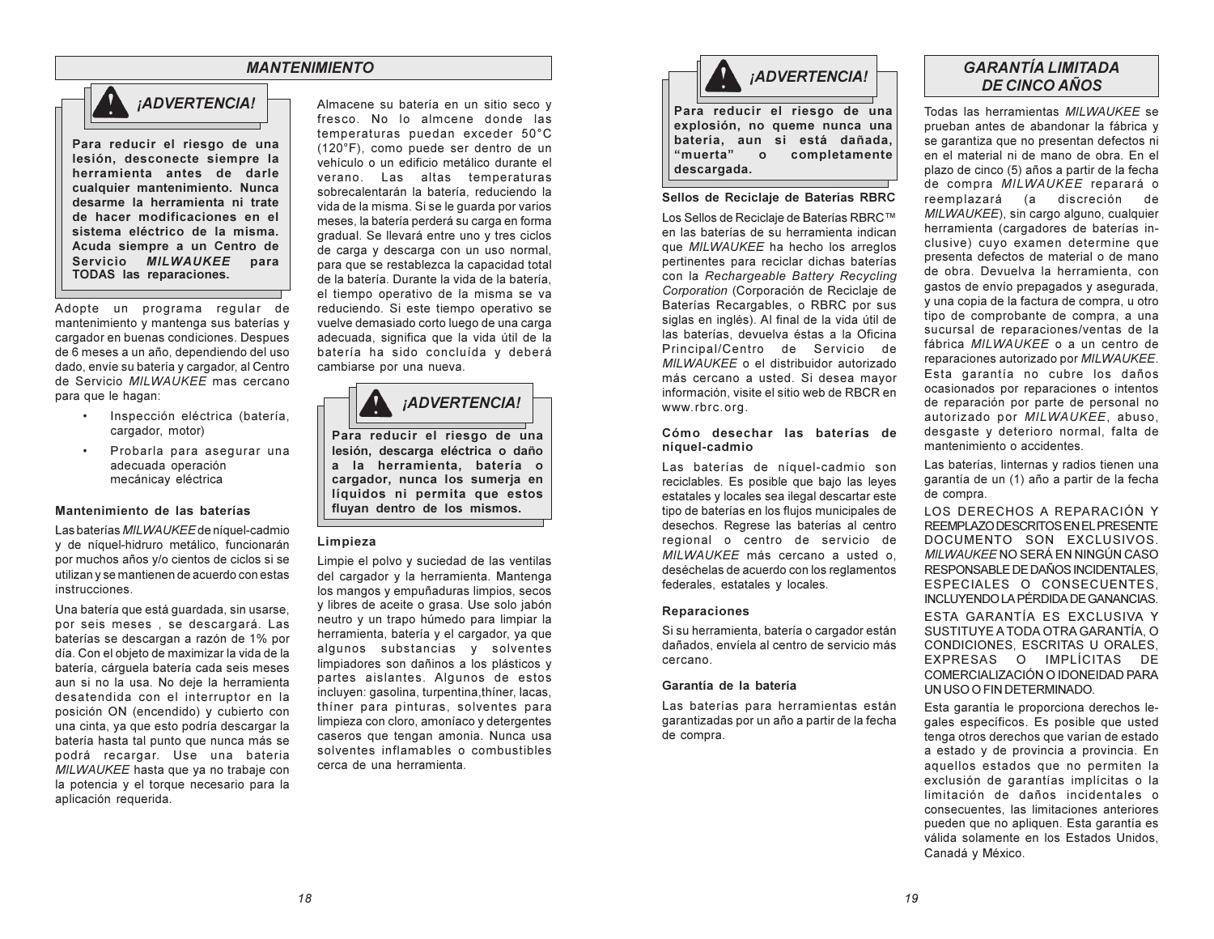## MANTENIMIENTO

**¡ADVERTENCIA!**

**Para reducir el riesgo de una lesión, desconecte siempre la herramienta antes de darle cualquier mantenimiento. Nunca desarme la herramienta ni trate de hacer modificaciones en el sistema eléctrico de la misma. Acuda siempre a un Centro de Servicio *MILWAUKEE* para TODAS las reparaciones.**

Adopte un programa regular de mantenimiento y mantenga sus baterías y cargador en buenas condiciones. Despues de 6 meses a un año, dependiendo del uso dado, envíe su batería y cargador, al Centro de Servicio *MILWAUKEE* mas cercano para que le hagan:

- Inspección eléctrica (batería, cargador, motor)
- Probarla para asegurar una adecuada operación mecánicay eléctrica

### Mantenimiento de las baterías

Las baterías *MILWAUKEE* de níquel-cadmio y de níquel-hidruro metálico, funcionarán por muchos años y/o cientos de ciclos si se utilizan y se mantienen de acuerdo con estas instrucciones.

Una batería que está guardada, sin usarse, por seis meses , se descargará. Las baterías se descargan a razón de 1% por día. Con el objeto de maximizar la vida de la batería, cárguela batería cada seis meses aun si no la usa. No deje la herramienta desatendida con el interruptor en la posición ON (encendido) y cubierto con una cinta, ya que esto podría descargar la batería hasta tal punto que nunca más se podrá recargar. Use una bateria *MILWAUKEE* hasta que ya no trabaje con la potencia y el torque necesario para la aplicación requerida.

Almacene su batería en un sitio seco y fresco. No lo almcene donde las temperaturas puedan exceder 50°C (120°F), como puede ser dentro de un vehículo o un edificio metálico durante el verano. Las altas temperaturas sobrecalentarán la batería, reduciendo la vida de la misma. Si se le guarda por varios meses, la batería perderá su carga en forma gradual. Se llevará entre uno y tres ciclos de carga y descarga con un uso normal, para que se restablezca la capacidad total de la batería. Durante la vida de la batería, el tiempo operativo de la misma se va reduciendo. Si este tiempo operativo se vuelve demasiado corto luego de una carga adecuada, significa que la vida útil de la batería ha sido concluída y deberá cambiarse por una nueva.

**¡ADVERTENCIA!**

**Para reducir el riesgo de una lesión, descarga eléctrica o daño a la herramienta, batería o cargador, nunca los sumerja en líquidos ni permita que estos fluyan dentro de los mismos.**

### Limpieza

Limpie el polvo y suciedad de las ventilas del cargador y la herramienta. Mantenga los mangos y empuñaduras limpios, secos y libres de aceite o grasa. Use solo jabón neutro y un trapo húmedo para limpiar la herramienta, batería y el cargador, ya que algunos substancias y solventes limpiadores son dañinos a los plásticos y partes aislantes. Algunos de estos incluyen: gasolina, turpentina,thíner, lacas, thíner para pinturas, solventes para limpieza con cloro, amoníaco y detergentes caseros que tengan amonia. Nunca usa solventes inflamables o combustibles cerca de una herramienta.

**¡ADVERTENCIA!**

**Para reducir el riesgo de una explosión, no queme nunca una batería, aun si está dañada, "muerta" o completamente descargada.**

### Sellos de Reciclaje de Baterías RBRC

Los Sellos de Reciclaje de Baterías RBRC™ en las baterías de su herramienta indican que *MILWAUKEE* ha hecho los arreglos pertinentes para reciclar dichas baterías con la *Rechargeable Battery Recycling Corporation* (Corporación de Reciclaje de Baterías Recargables, o RBRC por sus siglas en inglés). Al final de la vida útil de las baterías, devuelva éstas a la Oficina Principal/Centro de Servicio de *MILWAUKEE* o el distribuidor autorizado más cercano a usted. Si desea mayor información, visite el sitio web de RBCR en www.rbrc.org.

### Cómo desechar las baterías de níquel-cadmio

Las baterías de níquel-cadmio son reciclables. Es posible que bajo las leyes estatales y locales sea ilegal descartar este tipo de baterías en los flujos municipales de desechos. Regrese las baterías al centro regional o centro de servicio de *MILWAUKEE* más cercano a usted o, deséchelas de acuerdo con los reglamentos federales, estatales y locales.

### Reparaciones

Si su herramienta, batería o cargador están dañados, envíela al centro de servicio más cercano.

### Garantía de la batería

Las baterías para herramientas están garantizadas por un año a partir de la fecha de compra.

## GARANTÍA LIMITADA DE CINCO AÑOS

Todas las herramientas *MILWAUKEE* se prueban antes de abandonar la fábrica y se garantiza que no presentan defectos ni en el material ni de mano de obra. En el plazo de cinco (5) años a partir de la fecha de compra *MILWAUKEE* reparará o reemplazará (a discreción de *MILWAUKEE*), sin cargo alguno, cualquier herramienta (cargadores de baterías inclusive) cuyo examen determine que presenta defectos de material o de mano de obra. Devuelva la herramienta, con gastos de envío prepagados y asegurada, y una copia de la factura de compra, u otro tipo de comprobante de compra, a una sucursal de reparaciones/ventas de la fábrica *MILWAUKEE* o a un centro de reparaciones autorizado por *MILWAUKEE*. Esta garantía no cubre los daños ocasionados por reparaciones o intentos de reparación por parte de personal no autorizado por *MILWAUKEE*, abuso, desgaste y deterioro normal, falta de mantenimiento o accidentes.

Las baterías, linternas y radios tienen una garantía de un (1) año a partir de la fecha de compra.

LOS DERECHOS A REPARACIÓN Y REEMPLAZO DESCRITOS EN EL PRESENTE DOCUMENTO SON EXCLUSIVOS. *MILWAUKEE* NO SERÁ EN NINGÚN CASO RESPONSABLE DE DAÑOS INCIDENTALES, ESPECIALES O CONSECUENTES, INCLUYENDO LA PÉRDIDA DE GANANCIAS.

ESTA GARANTÍA ES EXCLUSIVA Y SUSTITUYE A TODA OTRA GARANTÍA, O CONDICIONES, ESCRITAS U ORALES, EXPRESAS O IMPLÍCITAS DE COMERCIALIZACIÓN O IDONEIDAD PARA UN USO O FIN DETERMINADO.

Esta garantía le proporciona derechos legales específicos. Es posible que usted tenga otros derechos que varían de estado a estado y de provincia a provincia. En aquellos estados que no permiten la exclusión de garantías implícitas o la limitación de daños incidentales o consecuentes, las limitaciones anteriores pueden que no apliquen. Esta garantía es válida solamente en los Estados Unidos, Canadá y México.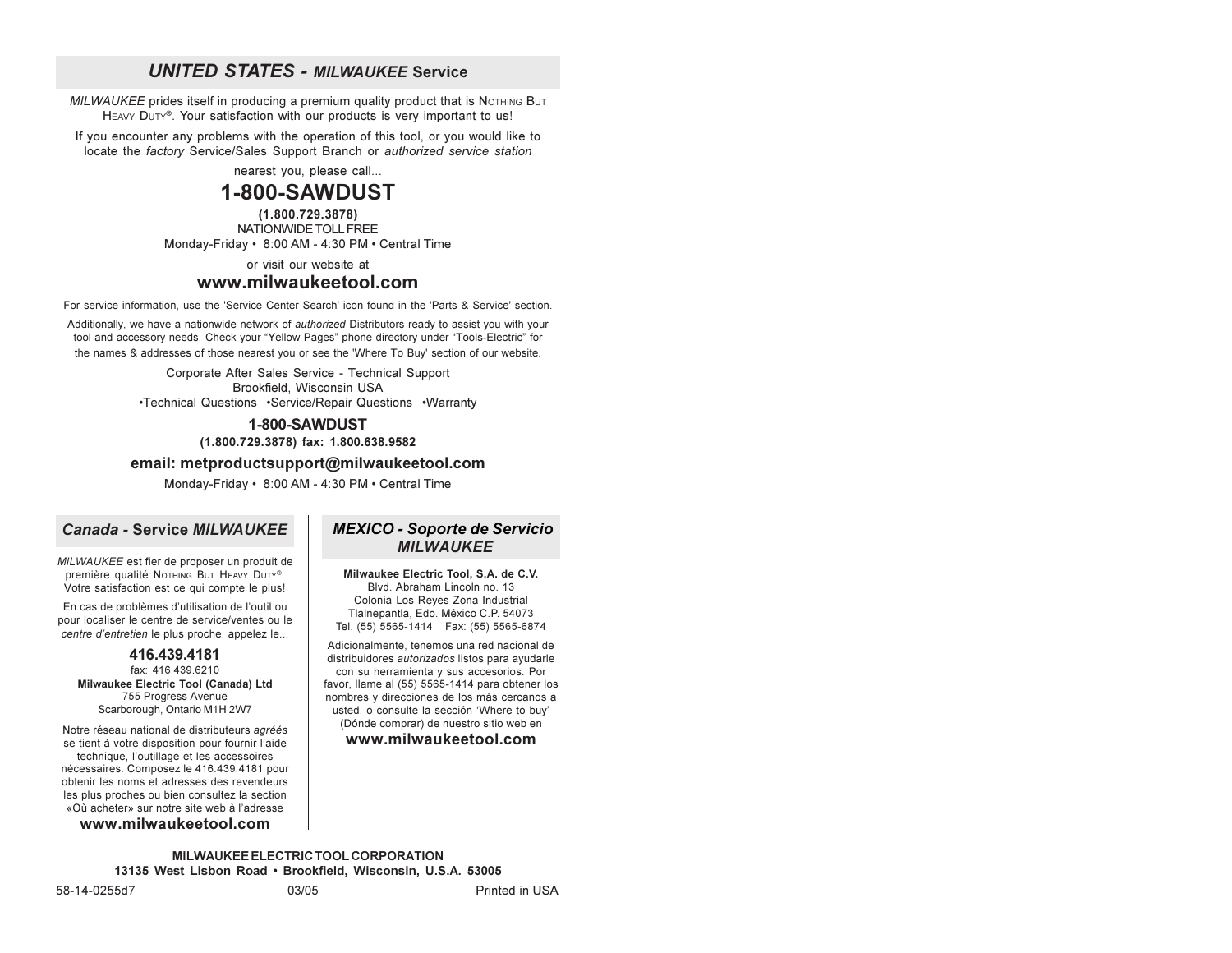## *UNITED STATES - MILWAUKEE* Service

*MILWAUKEE* prides itself in producing a premium quality product that is NOTHING BUT HEAVY DUTY®. Your satisfaction with our products is very important to us!

If you encounter any problems with the operation of this tool, or you would like to locate the *factory* Service/Sales Support Branch or *authorized service station* nearest you, please call...

# 1-800-SAWDUST

**(1.800.729.3878)**
NATIONWIDE TOLL FREE
Monday-Friday • 8:00 AM - 4:30 PM • Central Time

or visit our website at

**www.milwaukeetool.com**

For service information, use the 'Service Center Search' icon found in the 'Parts & Service' section.

Additionally, we have a nationwide network of *authorized* Distributors ready to assist you with your tool and accessory needs. Check your "Yellow Pages" phone directory under "Tools-Electric" for the names & addresses of those nearest you or see the 'Where To Buy' section of our website.

Corporate After Sales Service - Technical Support
Brookfield, Wisconsin USA
•Technical Questions •Service/Repair Questions •Warranty

**1-800-SAWDUST**
**(1.800.729.3878) fax: 1.800.638.9582**

**email: metproductsupport@milwaukeetool.com**

Monday-Friday • 8:00 AM - 4:30 PM • Central Time

## *Canada* - Service *MILWAUKEE*

*MILWAUKEE* est fier de proposer un produit de première qualité NOTHING BUT HEAVY DUTY®. Votre satisfaction est ce qui compte le plus!

En cas de problèmes d'utilisation de l'outil ou pour localiser le centre de service/ventes ou le *centre d'entretien* le plus proche, appelez le...

**416.439.4181**
fax: 416.439.6210
**Milwaukee Electric Tool (Canada) Ltd**
755 Progress Avenue
Scarborough, Ontario M1H 2W7

Notre réseau national de distributeurs *agréés* se tient à votre disposition pour fournir l'aide technique, l'outillage et les accessoires nécessaires. Composez le 416.439.4181 pour obtenir les noms et adresses des revendeurs les plus proches ou bien consultez la section «Où acheter» sur notre site web à l'adresse

**www.milwaukeetool.com**

## *MEXICO - Soporte de Servicio MILWAUKEE*

**Milwaukee Electric Tool, S.A. de C.V.**
Blvd. Abraham Lincoln no. 13
Colonia Los Reyes Zona Industrial
Tlalnepantla, Edo. México C.P. 54073
Tel. (55) 5565-1414 Fax: (55) 5565-6874

Adicionalmente, tenemos una red nacional de distribuidores *autorizados* listos para ayudarle con su herramienta y sus accesorios. Por favor, llame al (55) 5565-1414 para obtener los nombres y direcciones de los más cercanos a usted, o consulte la sección 'Where to buy' (Dónde comprar) de nuestro sitio web en

**www.milwaukeetool.com**

**MILWAUKEE ELECTRIC TOOL CORPORATION**
**13135 West Lisbon Road • Brookfield, Wisconsin, U.S.A. 53005**

58-14-0255d7 03/05 Printed in USA